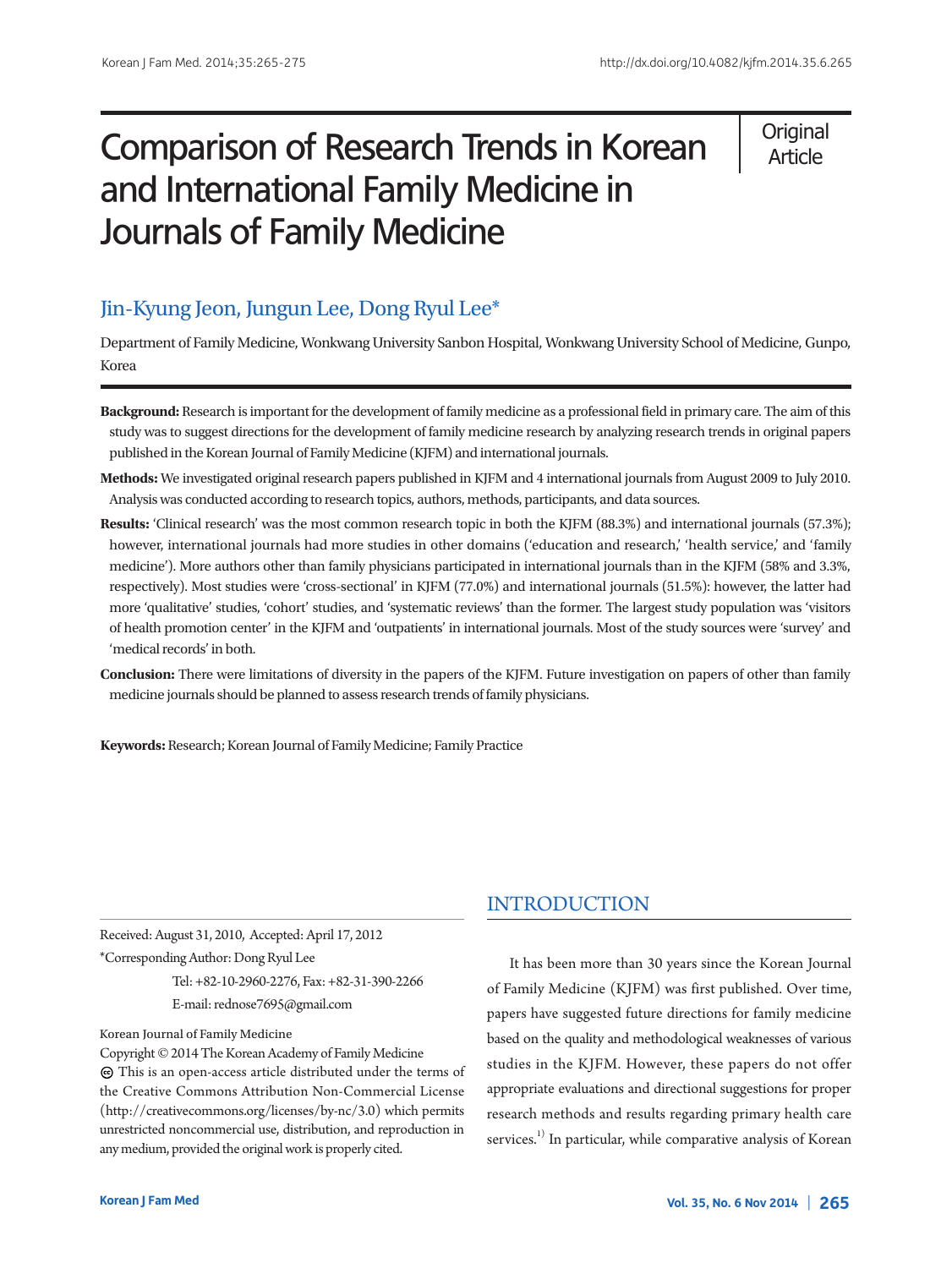Original Article

# Comparison of Research Trends in Korean and International Family Medicine in Journals of Family Medicine

Jin-Kyung Jeon, Jungun Lee, Dong Ryul Lee*

Department of Family Medicine, Wonkwang University Sanbon Hospital, Wonkwang University School of Medicine, Gunpo, Korea

**Background:** Research is important for the development of family medicine as a professional field in primary care. The aim of this study was to suggest directions for the development of family medicine research by analyzing research trends in original papers published in the Korean Journal of Family Medicine (KJFM) and international journals.

**Methods:** We investigated original research papers published in KJFM and 4 international journals from August 2009 to July 2010. Analysis was conducted according to research topics, authors, methods, participants, and data sources.

**Results:** 'Clinical research' was the most common research topic in both the KJFM (88.3%) and international journals (57.3%); however, international journals had more studies in other domains ('education and research,' 'health service,' and 'family medicine'). More authors other than family physicians participated in international journals than in the KJFM (58% and 3.3%, respectively). Most studies were 'cross-sectional' in KJFM (77.0%) and international journals (51.5%): however, the latter had more 'qualitative' studies, 'cohort' studies, and 'systematic reviews' than the former. The largest study population was 'visitors of health promotion center' in the KJFM and 'outpatients' in international journals. Most of the study sources were 'survey' and 'medical records' in both.

**Conclusion:** There were limitations of diversity in the papers of the KJFM. Future investigation on papers of other than family medicine journals should be planned to assess research trends of family physicians.

**Keywords:** Research; Korean Journal of Family Medicine; Family Practice

Received: August 31, 2010, Accepted: April 17, 2012

*Corresponding Author: Dong Ryul Lee

Tel: +82-10-2960-2276, Fax: +82-31-390-2266

E-mail: rednose7695@gmail.com

Korean Journal of Family Medicine

Copyright © 2014 The Korean Academy of Family Medicine

This is an open-access article distributed under the terms of the Creative Commons Attribution Non-Commercial License (http://creativecommons.org/licenses/by-nc/3.0) which permits unrestricted noncommercial use, distribution, and reproduction in any medium, provided the original work is properly cited.

## INTRODUCTION

It has been more than 30 years since the Korean Journal of Family Medicine (KJFM) was first published. Over time, papers have suggested future directions for family medicine based on the quality and methodological weaknesses of various studies in the KJFM. However, these papers do not offer appropriate evaluations and directional suggestions for proper research methods and results regarding primary health care services.[1] In particular, while comparative analysis of Korean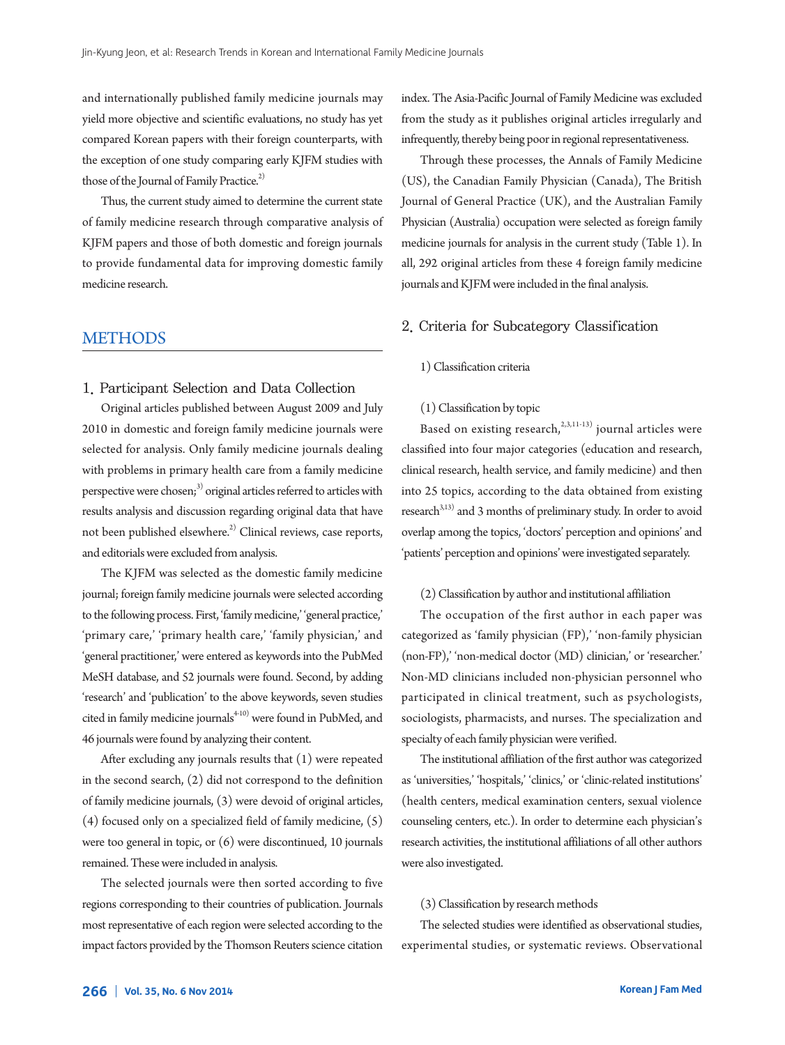and internationally published family medicine journals may yield more objective and scientific evaluations, no study has yet compared Korean papers with their foreign counterparts, with the exception of one study comparing early KJFM studies with those of the Journal of Family Practice.[2)]

Thus, the current study aimed to determine the current state of family medicine research through comparative analysis of KJFM papers and those of both domestic and foreign journals to provide fundamental data for improving domestic family medicine research.

## METHODS

### 1. Participant Selection and Data Collection

Original articles published between August 2009 and July 2010 in domestic and foreign family medicine journals were selected for analysis. Only family medicine journals dealing with problems in primary health care from a family medicine perspective were chosen;[3)] original articles referred to articles with results analysis and discussion regarding original data that have not been published elsewhere.[2)] Clinical reviews, case reports, and editorials were excluded from analysis.

The KJFM was selected as the domestic family medicine journal; foreign family medicine journals were selected according to the following process. First, 'family medicine,' 'general practice,' 'primary care,' 'primary health care,' 'family physician,' and 'general practitioner,' were entered as keywords into the PubMed MeSH database, and 52 journals were found. Second, by adding 'research' and 'publication' to the above keywords, seven studies cited in family medicine journals[4-10)] were found in PubMed, and 46 journals were found by analyzing their content.

After excluding any journals results that (1) were repeated in the second search, (2) did not correspond to the definition of family medicine journals, (3) were devoid of original articles, (4) focused only on a specialized field of family medicine, (5) were too general in topic, or (6) were discontinued, 10 journals remained. These were included in analysis.

The selected journals were then sorted according to five regions corresponding to their countries of publication. Journals most representative of each region were selected according to the impact factors provided by the Thomson Reuters science citation index. The Asia-Pacific Journal of Family Medicine was excluded from the study as it publishes original articles irregularly and infrequently, thereby being poor in regional representativeness.

Through these processes, the Annals of Family Medicine (US), the Canadian Family Physician (Canada), The British Journal of General Practice (UK), and the Australian Family Physician (Australia) occupation were selected as foreign family medicine journals for analysis in the current study (Table 1). In all, 292 original articles from these 4 foreign family medicine journals and KJFM were included in the final analysis.

### 2. Criteria for Subcategory Classification

#### 1) Classification criteria

##### (1) Classification by topic

Based on existing research,[2,3,11-13)] journal articles were classified into four major categories (education and research, clinical research, health service, and family medicine) and then into 25 topics, according to the data obtained from existing research[3,13)] and 3 months of preliminary study. In order to avoid overlap among the topics, 'doctors' perception and opinions' and 'patients' perception and opinions' were investigated separately.

##### (2) Classification by author and institutional affiliation

The occupation of the first author in each paper was categorized as 'family physician (FP),' 'non-family physician (non-FP),' 'non-medical doctor (MD) clinician,' or 'researcher.' Non-MD clinicians included non-physician personnel who participated in clinical treatment, such as psychologists, sociologists, pharmacists, and nurses. The specialization and specialty of each family physician were verified.

The institutional affiliation of the first author was categorized as 'universities,' 'hospitals,' 'clinics,' or 'clinic-related institutions' (health centers, medical examination centers, sexual violence counseling centers, etc.). In order to determine each physician's research activities, the institutional affiliations of all other authors were also investigated.

##### (3) Classification by research methods

The selected studies were identified as observational studies, experimental studies, or systematic reviews. Observational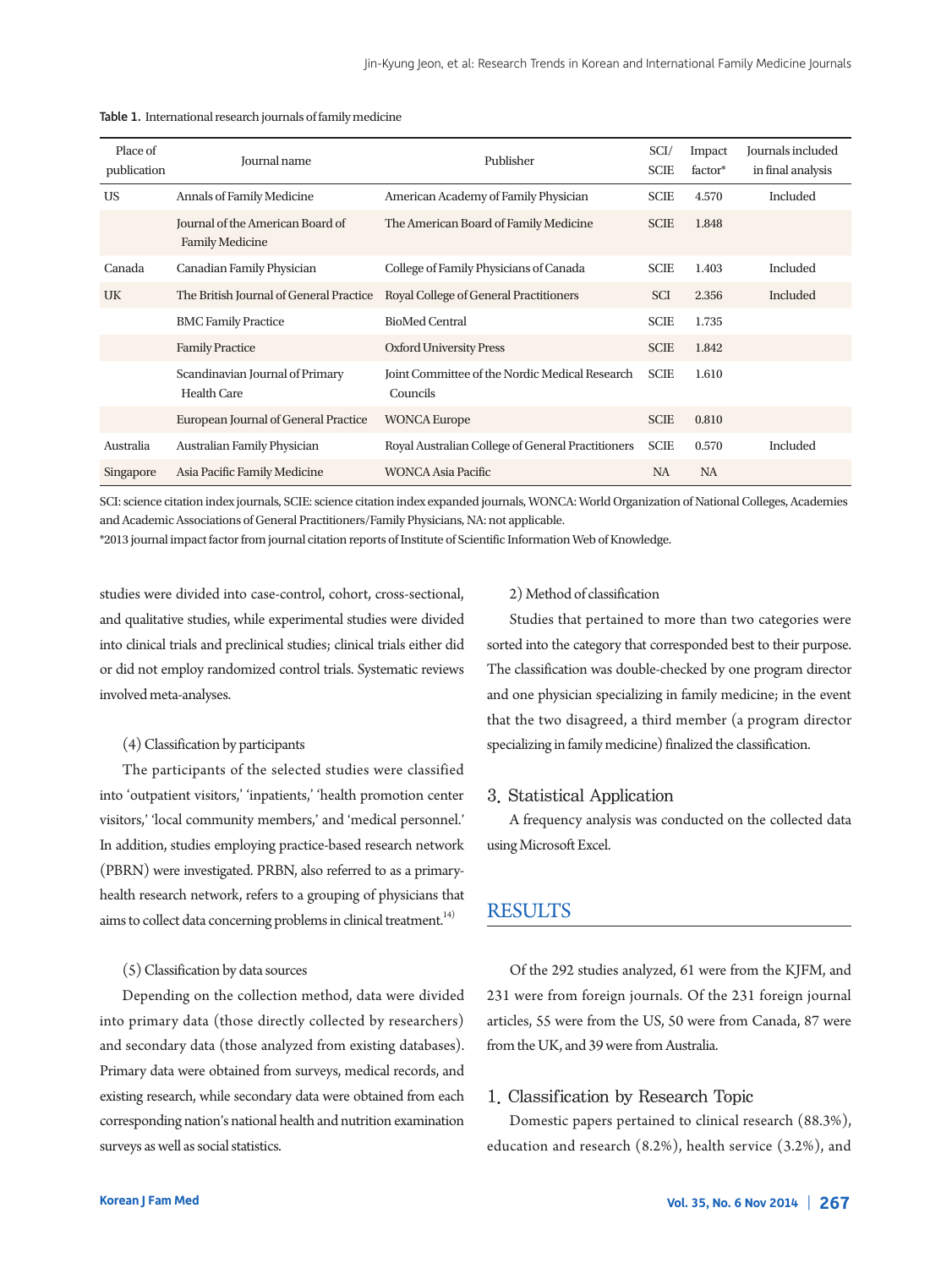Table 1. International research journals of family medicine

| Place of publication | Journal name | Publisher | SCI/SCIE | Impact factor* | Journals included in final analysis |
|---|---|---|---|---|---|
| US | Annals of Family Medicine | American Academy of Family Physician | SCIE | 4.570 | Included |
| | Journal of the American Board of Family Medicine | The American Board of Family Medicine | SCIE | 1.848 | |
| Canada | Canadian Family Physician | College of Family Physicians of Canada | SCIE | 1.403 | Included |
| UK | The British Journal of General Practice | Royal College of General Practitioners | SCI | 2.356 | Included |
| | BMC Family Practice | BioMed Central | SCIE | 1.735 | |
| | Family Practice | Oxford University Press | SCIE | 1.842 | |
| | Scandinavian Journal of Primary Health Care | Joint Committee of the Nordic Medical Research Councils | SCIE | 1.610 | |
| | European Journal of General Practice | WONCA Europe | SCIE | 0.810 | |
| Australia | Australian Family Physician | Royal Australian College of General Practitioners | SCIE | 0.570 | Included |
| Singapore | Asia Pacific Family Medicine | WONCA Asia Pacific | NA | NA | |

SCI: science citation index journals, SCIE: science citation index expanded journals, WONCA: World Organization of National Colleges, Academies and Academic Associations of General Practitioners/Family Physicians, NA: not applicable.
*2013 journal impact factor from journal citation reports of Institute of Scientific Information Web of Knowledge.

studies were divided into case-control, cohort, cross-sectional, and qualitative studies, while experimental studies were divided into clinical trials and preclinical studies; clinical trials either did or did not employ randomized control trials. Systematic reviews involved meta-analyses.

(4) Classification by participants

The participants of the selected studies were classified into 'outpatient visitors,' 'inpatients,' 'health promotion center visitors,' 'local community members,' and 'medical personnel.' In addition, studies employing practice-based research network (PBRN) were investigated. PRBN, also referred to as a primary-health research network, refers to a grouping of physicians that aims to collect data concerning problems in clinical treatment.[14]

(5) Classification by data sources

Depending on the collection method, data were divided into primary data (those directly collected by researchers) and secondary data (those analyzed from existing databases). Primary data were obtained from surveys, medical records, and existing research, while secondary data were obtained from each corresponding nation's national health and nutrition examination surveys as well as social statistics.

2) Method of classification

Studies that pertained to more than two categories were sorted into the category that corresponded best to their purpose. The classification was double-checked by one program director and one physician specializing in family medicine; in the event that the two disagreed, a third member (a program director specializing in family medicine) finalized the classification.

### 3. Statistical Application

A frequency analysis was conducted on the collected data using Microsoft Excel.

## RESULTS

Of the 292 studies analyzed, 61 were from the KJFM, and 231 were from foreign journals. Of the 231 foreign journal articles, 55 were from the US, 50 were from Canada, 87 were from the UK, and 39 were from Australia.

### 1. Classification by Research Topic

Domestic papers pertained to clinical research (88.3%), education and research (8.2%), health service (3.2%), and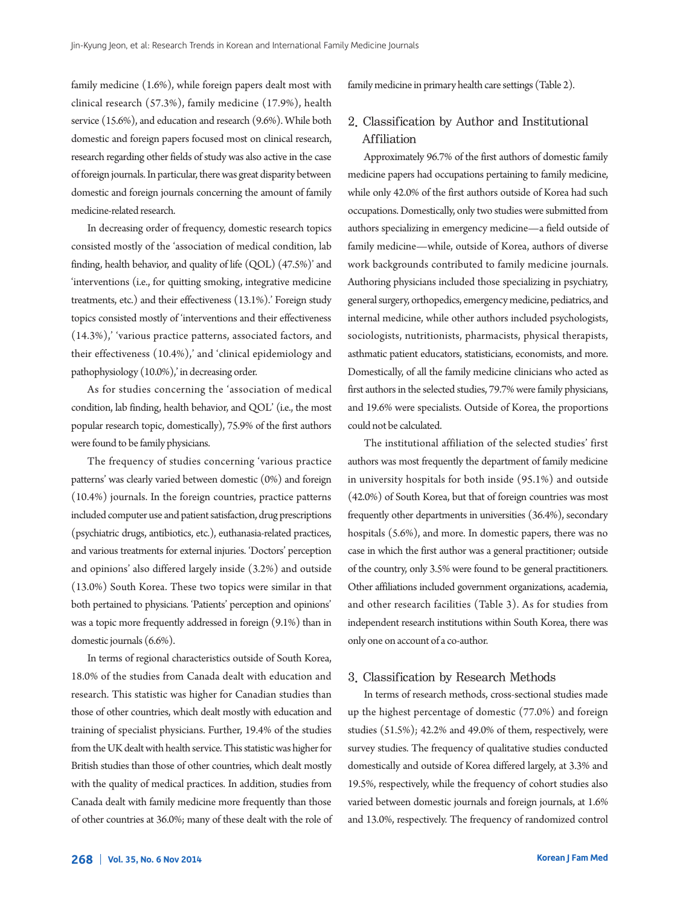family medicine (1.6%), while foreign papers dealt most with clinical research (57.3%), family medicine (17.9%), health service (15.6%), and education and research (9.6%). While both domestic and foreign papers focused most on clinical research, research regarding other fields of study was also active in the case of foreign journals. In particular, there was great disparity between domestic and foreign journals concerning the amount of family medicine-related research.

In decreasing order of frequency, domestic research topics consisted mostly of the 'association of medical condition, lab finding, health behavior, and quality of life (QOL) (47.5%)' and 'interventions (i.e., for quitting smoking, integrative medicine treatments, etc.) and their effectiveness (13.1%).' Foreign study topics consisted mostly of 'interventions and their effectiveness (14.3%),' 'various practice patterns, associated factors, and their effectiveness (10.4%),' and 'clinical epidemiology and pathophysiology (10.0%),' in decreasing order.

As for studies concerning the 'association of medical condition, lab finding, health behavior, and QOL' (i.e., the most popular research topic, domestically), 75.9% of the first authors were found to be family physicians.

The frequency of studies concerning 'various practice patterns' was clearly varied between domestic (0%) and foreign (10.4%) journals. In the foreign countries, practice patterns included computer use and patient satisfaction, drug prescriptions (psychiatric drugs, antibiotics, etc.), euthanasia-related practices, and various treatments for external injuries. 'Doctors' perception and opinions' also differed largely inside (3.2%) and outside (13.0%) South Korea. These two topics were similar in that both pertained to physicians. 'Patients' perception and opinions' was a topic more frequently addressed in foreign (9.1%) than in domestic journals (6.6%).

In terms of regional characteristics outside of South Korea, 18.0% of the studies from Canada dealt with education and research. This statistic was higher for Canadian studies than those of other countries, which dealt mostly with education and training of specialist physicians. Further, 19.4% of the studies from the UK dealt with health service. This statistic was higher for British studies than those of other countries, which dealt mostly with the quality of medical practices. In addition, studies from Canada dealt with family medicine more frequently than those of other countries at 36.0%; many of these dealt with the role of family medicine in primary health care settings (Table 2).

## 2. Classification by Author and Institutional Affiliation

Approximately 96.7% of the first authors of domestic family medicine papers had occupations pertaining to family medicine, while only 42.0% of the first authors outside of Korea had such occupations. Domestically, only two studies were submitted from authors specializing in emergency medicine—a field outside of family medicine—while, outside of Korea, authors of diverse work backgrounds contributed to family medicine journals. Authoring physicians included those specializing in psychiatry, general surgery, orthopedics, emergency medicine, pediatrics, and internal medicine, while other authors included psychologists, sociologists, nutritionists, pharmacists, physical therapists, asthmatic patient educators, statisticians, economists, and more. Domestically, of all the family medicine clinicians who acted as first authors in the selected studies, 79.7% were family physicians, and 19.6% were specialists. Outside of Korea, the proportions could not be calculated.

The institutional affiliation of the selected studies' first authors was most frequently the department of family medicine in university hospitals for both inside (95.1%) and outside (42.0%) of South Korea, but that of foreign countries was most frequently other departments in universities (36.4%), secondary hospitals (5.6%), and more. In domestic papers, there was no case in which the first author was a general practitioner; outside of the country, only 3.5% were found to be general practitioners. Other affiliations included government organizations, academia, and other research facilities (Table 3). As for studies from independent research institutions within South Korea, there was only one on account of a co-author.

## 3. Classification by Research Methods

In terms of research methods, cross-sectional studies made up the highest percentage of domestic (77.0%) and foreign studies (51.5%); 42.2% and 49.0% of them, respectively, were survey studies. The frequency of qualitative studies conducted domestically and outside of Korea differed largely, at 3.3% and 19.5%, respectively, while the frequency of cohort studies also varied between domestic journals and foreign journals, at 1.6% and 13.0%, respectively. The frequency of randomized control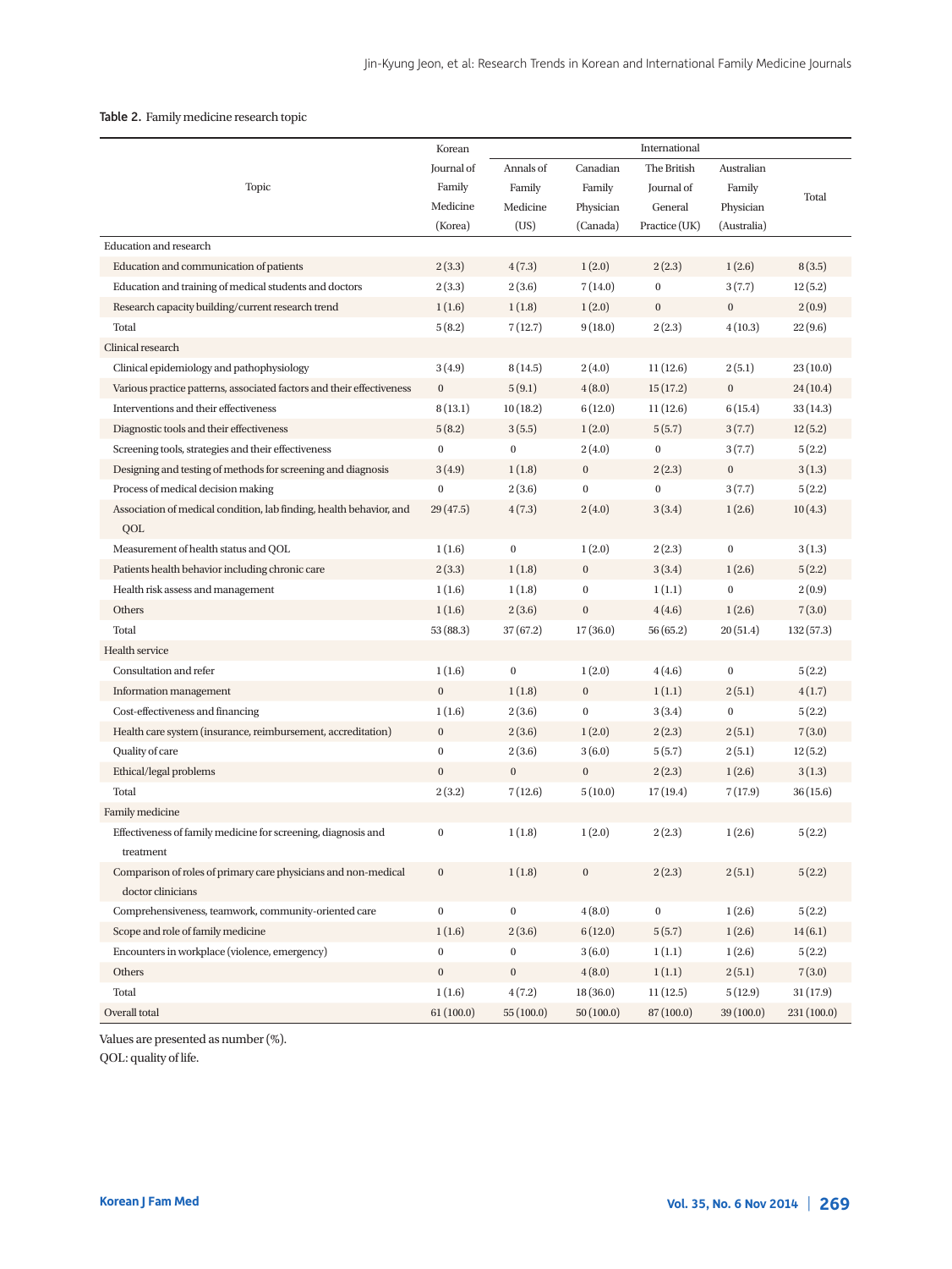**Table 2.** Family medicine research topic

| Topic | Korean | International | | | | Total |
|---|---|---|---|---|---|---|
| | Korean Journal of Family Medicine (Korea) | Annals of Family Medicine (US) | Canadian Family Physician (Canada) | The British Journal of General Practice (UK) | Australian Family Physician (Australia) | |
| Education and research | | | | | | |
| Education and communication of patients | 2 (3.3) | 4 (7.3) | 1 (2.0) | 2 (2.3) | 1 (2.6) | 8 (3.5) |
| Education and training of medical students and doctors | 2 (3.3) | 2 (3.6) | 7 (14.0) | 0 | 3 (7.7) | 12 (5.2) |
| Research capacity building/current research trend | 1 (1.6) | 1 (1.8) | 1 (2.0) | 0 | 0 | 2 (0.9) |
| Total | 5 (8.2) | 7 (12.7) | 9 (18.0) | 2 (2.3) | 4 (10.3) | 22 (9.6) |
| Clinical research | | | | | | |
| Clinical epidemiology and pathophysiology | 3 (4.9) | 8 (14.5) | 2 (4.0) | 11 (12.6) | 2 (5.1) | 23 (10.0) |
| Various practice patterns, associated factors and their effectiveness | 0 | 5 (9.1) | 4 (8.0) | 15 (17.2) | 0 | 24 (10.4) |
| Interventions and their effectiveness | 8 (13.1) | 10 (18.2) | 6 (12.0) | 11 (12.6) | 6 (15.4) | 33 (14.3) |
| Diagnostic tools and their effectiveness | 5 (8.2) | 3 (5.5) | 1 (2.0) | 5 (5.7) | 3 (7.7) | 12 (5.2) |
| Screening tools, strategies and their effectiveness | 0 | 0 | 2 (4.0) | 0 | 3 (7.7) | 5 (2.2) |
| Designing and testing of methods for screening and diagnosis | 3 (4.9) | 1 (1.8) | 0 | 2 (2.3) | 0 | 3 (1.3) |
| Process of medical decision making | 0 | 2 (3.6) | 0 | 0 | 3 (7.7) | 5 (2.2) |
| Association of medical condition, lab finding, health behavior, and QOL | 29 (47.5) | 4 (7.3) | 2 (4.0) | 3 (3.4) | 1 (2.6) | 10 (4.3) |
| Measurement of health status and QOL | 1 (1.6) | 0 | 1 (2.0) | 2 (2.3) | 0 | 3 (1.3) |
| Patients health behavior including chronic care | 2 (3.3) | 1 (1.8) | 0 | 3 (3.4) | 1 (2.6) | 5 (2.2) |
| Health risk assess and management | 1 (1.6) | 1 (1.8) | 0 | 1 (1.1) | 0 | 2 (0.9) |
| Others | 1 (1.6) | 2 (3.6) | 0 | 4 (4.6) | 1 (2.6) | 7 (3.0) |
| Total | 53 (88.3) | 37 (67.2) | 17 (36.0) | 56 (65.2) | 20 (51.4) | 132 (57.3) |
| Health service | | | | | | |
| Consultation and refer | 1 (1.6) | 0 | 1 (2.0) | 4 (4.6) | 0 | 5 (2.2) |
| Information management | 0 | 1 (1.8) | 0 | 1 (1.1) | 2 (5.1) | 4 (1.7) |
| Cost-effectiveness and financing | 1 (1.6) | 2 (3.6) | 0 | 3 (3.4) | 0 | 5 (2.2) |
| Health care system (insurance, reimbursement, accreditation) | 0 | 2 (3.6) | 1 (2.0) | 2 (2.3) | 2 (5.1) | 7 (3.0) |
| Quality of care | 0 | 2 (3.6) | 3 (6.0) | 5 (5.7) | 2 (5.1) | 12 (5.2) |
| Ethical/legal problems | 0 | 0 | 0 | 2 (2.3) | 1 (2.6) | 3 (1.3) |
| Total | 2 (3.2) | 7 (12.6) | 5 (10.0) | 17 (19.4) | 7 (17.9) | 36 (15.6) |
| Family medicine | | | | | | |
| Effectiveness of family medicine for screening, diagnosis and treatment | 0 | 1 (1.8) | 1 (2.0) | 2 (2.3) | 1 (2.6) | 5 (2.2) |
| Comparison of roles of primary care physicians and non-medical doctor clinicians | 0 | 1 (1.8) | 0 | 2 (2.3) | 2 (5.1) | 5 (2.2) |
| Comprehensiveness, teamwork, community-oriented care | 0 | 0 | 4 (8.0) | 0 | 1 (2.6) | 5 (2.2) |
| Scope and role of family medicine | 1 (1.6) | 2 (3.6) | 6 (12.0) | 5 (5.7) | 1 (2.6) | 14 (6.1) |
| Encounters in workplace (violence, emergency) | 0 | 0 | 3 (6.0) | 1 (1.1) | 1 (2.6) | 5 (2.2) |
| Others | 0 | 0 | 4 (8.0) | 1 (1.1) | 2 (5.1) | 7 (3.0) |
| Total | 1 (1.6) | 4 (7.2) | 18 (36.0) | 11 (12.5) | 5 (12.9) | 31 (17.9) |
| Overall total | 61 (100.0) | 55 (100.0) | 50 (100.0) | 87 (100.0) | 39 (100.0) | 231 (100.0) |

Values are presented as number (%).
QOL: quality of life.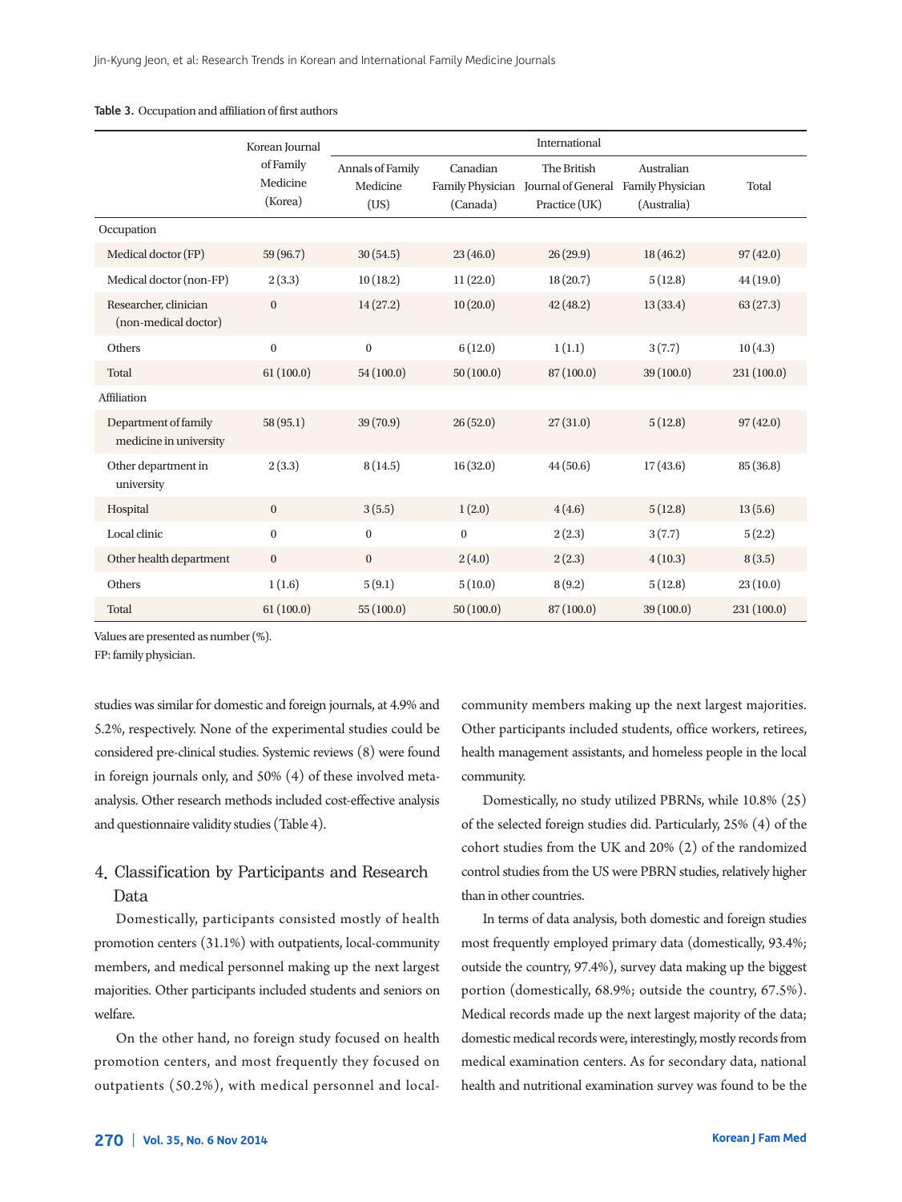Table 3. Occupation and affiliation of first authors

| | Korean Journal of Family Medicine (Korea) | International | | | | |
|---|---|---|---|---|---|---|
| | | Annals of Family Medicine (US) | Canadian Family Physician (Canada) | The British Journal of General Practice (UK) | Australian Family Physician (Australia) | Total |
| Occupation | | | | | | |
| Medical doctor (FP) | 59 (96.7) | 30 (54.5) | 23 (46.0) | 26 (29.9) | 18 (46.2) | 97 (42.0) |
| Medical doctor (non-FP) | 2 (3.3) | 10 (18.2) | 11 (22.0) | 18 (20.7) | 5 (12.8) | 44 (19.0) |
| Researcher, clinician (non-medical doctor) | 0 | 14 (27.2) | 10 (20.0) | 42 (48.2) | 13 (33.4) | 63 (27.3) |
| Others | 0 | 0 | 6 (12.0) | 1 (1.1) | 3 (7.7) | 10 (4.3) |
| Total | 61 (100.0) | 54 (100.0) | 50 (100.0) | 87 (100.0) | 39 (100.0) | 231 (100.0) |
| Affiliation | | | | | | |
| Department of family medicine in university | 58 (95.1) | 39 (70.9) | 26 (52.0) | 27 (31.0) | 5 (12.8) | 97 (42.0) |
| Other department in university | 2 (3.3) | 8 (14.5) | 16 (32.0) | 44 (50.6) | 17 (43.6) | 85 (36.8) |
| Hospital | 0 | 3 (5.5) | 1 (2.0) | 4 (4.6) | 5 (12.8) | 13 (5.6) |
| Local clinic | 0 | 0 | 0 | 2 (2.3) | 3 (7.7) | 5 (2.2) |
| Other health department | 0 | 0 | 2 (4.0) | 2 (2.3) | 4 (10.3) | 8 (3.5) |
| Others | 1 (1.6) | 5 (9.1) | 5 (10.0) | 8 (9.2) | 5 (12.8) | 23 (10.0) |
| Total | 61 (100.0) | 55 (100.0) | 50 (100.0) | 87 (100.0) | 39 (100.0) | 231 (100.0) |

Values are presented as number (%).
FP: family physician.

studies was similar for domestic and foreign journals, at 4.9% and 5.2%, respectively. None of the experimental studies could be considered pre-clinical studies. Systemic reviews (8) were found in foreign journals only, and 50% (4) of these involved meta-analysis. Other research methods included cost-effective analysis and questionnaire validity studies (Table 4).

## 4. Classification by Participants and Research Data

Domestically, participants consisted mostly of health promotion centers (31.1%) with outpatients, local-community members, and medical personnel making up the next largest majorities. Other participants included students and seniors on welfare.

On the other hand, no foreign study focused on health promotion centers, and most frequently they focused on outpatients (50.2%), with medical personnel and local-community members making up the next largest majorities. Other participants included students, office workers, retirees, health management assistants, and homeless people in the local community.

Domestically, no study utilized PBRNs, while 10.8% (25) of the selected foreign studies did. Particularly, 25% (4) of the cohort studies from the UK and 20% (2) of the randomized control studies from the US were PBRN studies, relatively higher than in other countries.

In terms of data analysis, both domestic and foreign studies most frequently employed primary data (domestically, 93.4%; outside the country, 97.4%), survey data making up the biggest portion (domestically, 68.9%; outside the country, 67.5%). Medical records made up the next largest majority of the data; domestic medical records were, interestingly, mostly records from medical examination centers. As for secondary data, national health and nutritional examination survey was found to be the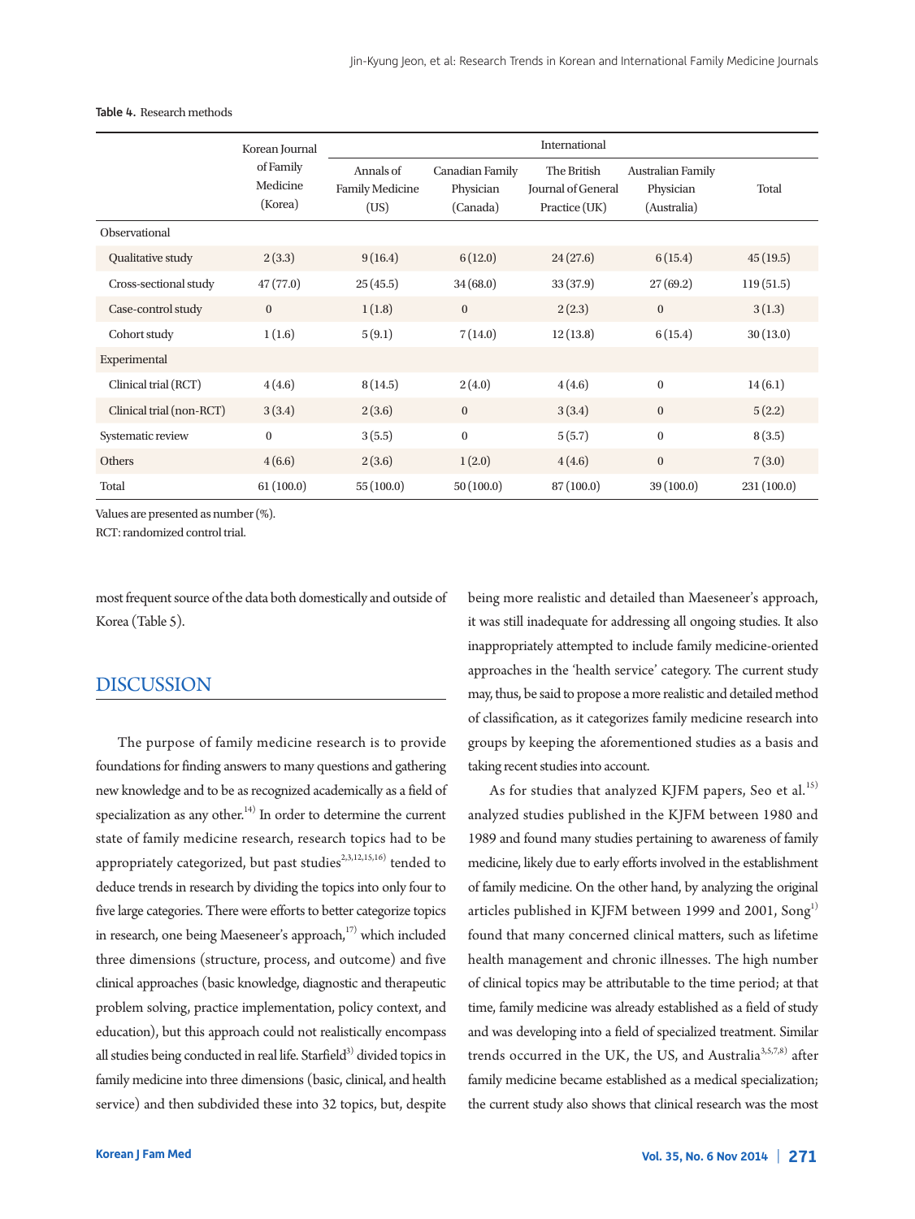**Table 4.** Research methods

| | Korean Journal of Family Medicine (Korea) | International | | | | |
|---|---|---|---|---|---|---|
| | | Annals of Family Medicine (US) | Canadian Family Physician (Canada) | The British Journal of General Practice (UK) | Australian Family Physician (Australia) | Total |
| Observational | | | | | | |
| Qualitative study | 2 (3.3) | 9 (16.4) | 6 (12.0) | 24 (27.6) | 6 (15.4) | 45 (19.5) |
| Cross-sectional study | 47 (77.0) | 25 (45.5) | 34 (68.0) | 33 (37.9) | 27 (69.2) | 119 (51.5) |
| Case-control study | 0 | 1 (1.8) | 0 | 2 (2.3) | 0 | 3 (1.3) |
| Cohort study | 1 (1.6) | 5 (9.1) | 7 (14.0) | 12 (13.8) | 6 (15.4) | 30 (13.0) |
| Experimental | | | | | | |
| Clinical trial (RCT) | 4 (4.6) | 8 (14.5) | 2 (4.0) | 4 (4.6) | 0 | 14 (6.1) |
| Clinical trial (non-RCT) | 3 (3.4) | 2 (3.6) | 0 | 3 (3.4) | 0 | 5 (2.2) |
| Systematic review | 0 | 3 (5.5) | 0 | 5 (5.7) | 0 | 8 (3.5) |
| Others | 4 (6.6) | 2 (3.6) | 1 (2.0) | 4 (4.6) | 0 | 7 (3.0) |
| Total | 61 (100.0) | 55 (100.0) | 50 (100.0) | 87 (100.0) | 39 (100.0) | 231 (100.0) |

Values are presented as number (%).

RCT: randomized control trial.

most frequent source of the data both domestically and outside of Korea (Table 5).

## DISCUSSION

The purpose of family medicine research is to provide foundations for finding answers to many questions and gathering new knowledge and to be as recognized academically as a field of specialization as any other.[14] In order to determine the current state of family medicine research, research topics had to be appropriately categorized, but past studies[2,3,12,15,16] tended to deduce trends in research by dividing the topics into only four to five large categories. There were efforts to better categorize topics in research, one being Maeseneer's approach,[17] which included three dimensions (structure, process, and outcome) and five clinical approaches (basic knowledge, diagnostic and therapeutic problem solving, practice implementation, policy context, and education), but this approach could not realistically encompass all studies being conducted in real life. Starfield[3] divided topics in family medicine into three dimensions (basic, clinical, and health service) and then subdivided these into 32 topics, but, despite being more realistic and detailed than Maeseneer's approach, it was still inadequate for addressing all ongoing studies. It also inappropriately attempted to include family medicine-oriented approaches in the 'health service' category. The current study may, thus, be said to propose a more realistic and detailed method of classification, as it categorizes family medicine research into groups by keeping the aforementioned studies as a basis and taking recent studies into account.

As for studies that analyzed KJFM papers, Seo et al.[15] analyzed studies published in the KJFM between 1980 and 1989 and found many studies pertaining to awareness of family medicine, likely due to early efforts involved in the establishment of family medicine. On the other hand, by analyzing the original articles published in KJFM between 1999 and 2001, Song[1] found that many concerned clinical matters, such as lifetime health management and chronic illnesses. The high number of clinical topics may be attributable to the time period; at that time, family medicine was already established as a field of study and was developing into a field of specialized treatment. Similar trends occurred in the UK, the US, and Australia[3,5,7,8] after family medicine became established as a medical specialization; the current study also shows that clinical research was the most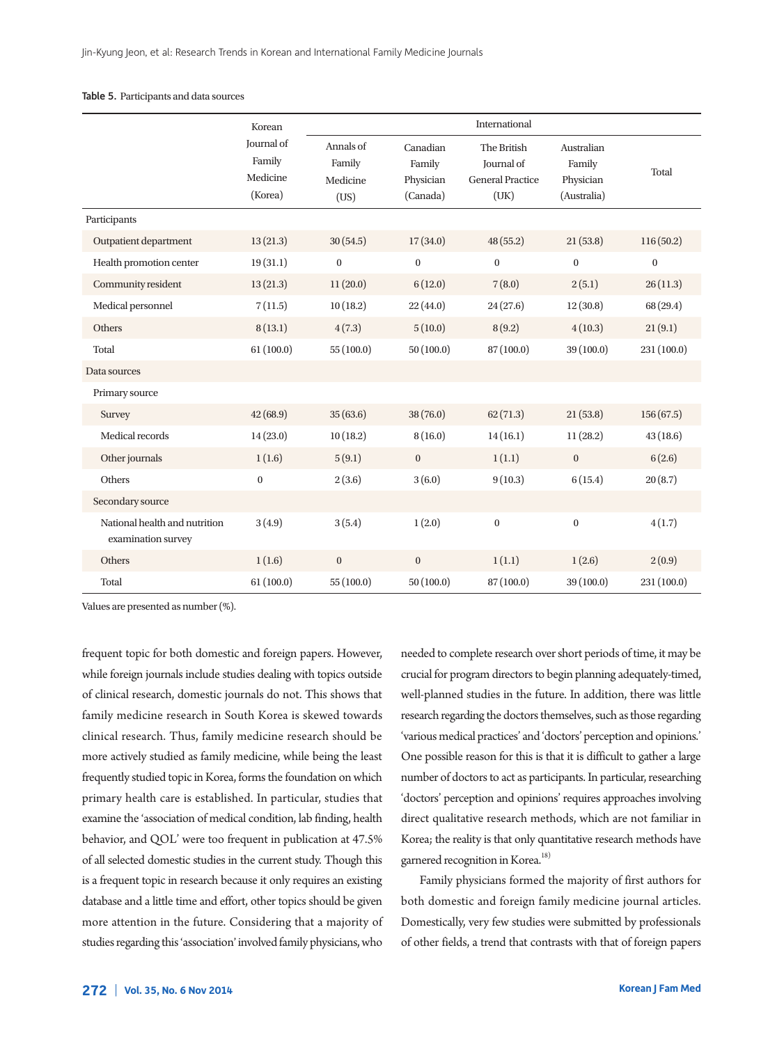**Table 5.** Participants and data sources

| | Korean Journal of Family Medicine (Korea) | International | | | | |
|---|---|---|---|---|---|---|
| | | Annals of Family Medicine (US) | Canadian Family Physician (Canada) | The British Journal of General Practice (UK) | Australian Family Physician (Australia) | Total |
| Participants | | | | | | |
| Outpatient department | 13 (21.3) | 30 (54.5) | 17 (34.0) | 48 (55.2) | 21 (53.8) | 116 (50.2) |
| Health promotion center | 19 (31.1) | 0 | 0 | 0 | 0 | 0 |
| Community resident | 13 (21.3) | 11 (20.0) | 6 (12.0) | 7 (8.0) | 2 (5.1) | 26 (11.3) |
| Medical personnel | 7 (11.5) | 10 (18.2) | 22 (44.0) | 24 (27.6) | 12 (30.8) | 68 (29.4) |
| Others | 8 (13.1) | 4 (7.3) | 5 (10.0) | 8 (9.2) | 4 (10.3) | 21 (9.1) |
| Total | 61 (100.0) | 55 (100.0) | 50 (100.0) | 87 (100.0) | 39 (100.0) | 231 (100.0) |
| Data sources | | | | | | |
| Primary source | | | | | | |
| Survey | 42 (68.9) | 35 (63.6) | 38 (76.0) | 62 (71.3) | 21 (53.8) | 156 (67.5) |
| Medical records | 14 (23.0) | 10 (18.2) | 8 (16.0) | 14 (16.1) | 11 (28.2) | 43 (18.6) |
| Other journals | 1 (1.6) | 5 (9.1) | 0 | 1 (1.1) | 0 | 6 (2.6) |
| Others | 0 | 2 (3.6) | 3 (6.0) | 9 (10.3) | 6 (15.4) | 20 (8.7) |
| Secondary source | | | | | | |
| National health and nutrition examination survey | 3 (4.9) | 3 (5.4) | 1 (2.0) | 0 | 0 | 4 (1.7) |
| Others | 1 (1.6) | 0 | 0 | 1 (1.1) | 1 (2.6) | 2 (0.9) |
| Total | 61 (100.0) | 55 (100.0) | 50 (100.0) | 87 (100.0) | 39 (100.0) | 231 (100.0) |

Values are presented as number (%).

frequent topic for both domestic and foreign papers. However, while foreign journals include studies dealing with topics outside of clinical research, domestic journals do not. This shows that family medicine research in South Korea is skewed towards clinical research. Thus, family medicine research should be more actively studied as family medicine, while being the least frequently studied topic in Korea, forms the foundation on which primary health care is established. In particular, studies that examine the 'association of medical condition, lab finding, health behavior, and QOL' were too frequent in publication at 47.5% of all selected domestic studies in the current study. Though this is a frequent topic in research because it only requires an existing database and a little time and effort, other topics should be given more attention in the future. Considering that a majority of studies regarding this 'association' involved family physicians, who needed to complete research over short periods of time, it may be crucial for program directors to begin planning adequately-timed, well-planned studies in the future. In addition, there was little research regarding the doctors themselves, such as those regarding 'various medical practices' and 'doctors' perception and opinions.' One possible reason for this is that it is difficult to gather a large number of doctors to act as participants. In particular, researching 'doctors' perception and opinions' requires approaches involving direct qualitative research methods, which are not familiar in Korea; the reality is that only quantitative research methods have garnered recognition in Korea.[18]

Family physicians formed the majority of first authors for both domestic and foreign family medicine journal articles. Domestically, very few studies were submitted by professionals of other fields, a trend that contrasts with that of foreign papers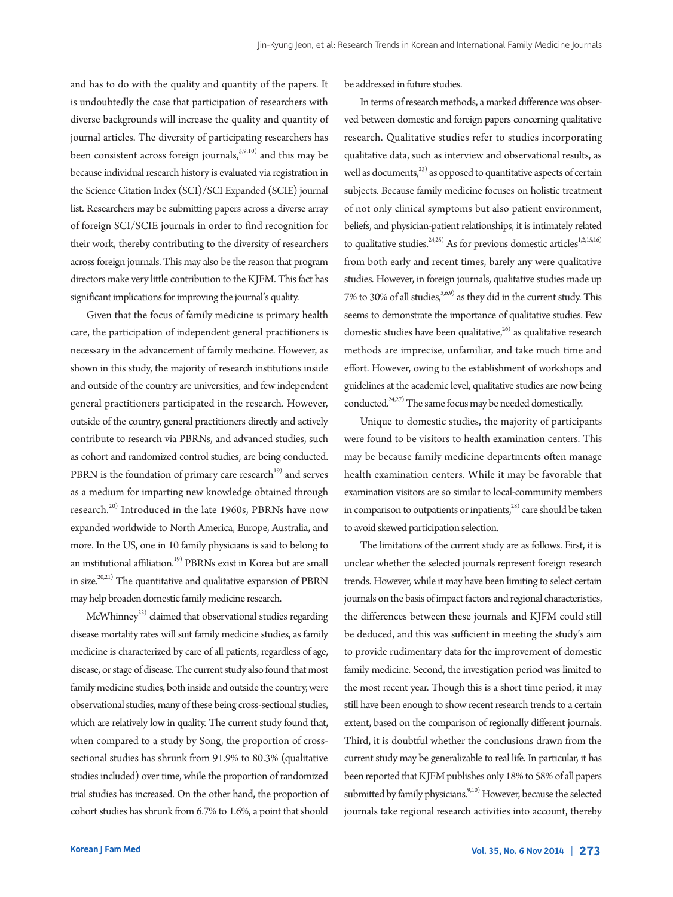and has to do with the quality and quantity of the papers. It is undoubtedly the case that participation of researchers with diverse backgrounds will increase the quality and quantity of journal articles. The diversity of participating researchers has been consistent across foreign journals,[5,9,10] and this may be because individual research history is evaluated via registration in the Science Citation Index (SCI)/SCI Expanded (SCIE) journal list. Researchers may be submitting papers across a diverse array of foreign SCI/SCIE journals in order to find recognition for their work, thereby contributing to the diversity of researchers across foreign journals. This may also be the reason that program directors make very little contribution to the KJFM. This fact has significant implications for improving the journal's quality.

Given that the focus of family medicine is primary health care, the participation of independent general practitioners is necessary in the advancement of family medicine. However, as shown in this study, the majority of research institutions inside and outside of the country are universities, and few independent general practitioners participated in the research. However, outside of the country, general practitioners directly and actively contribute to research via PBRNs, and advanced studies, such as cohort and randomized control studies, are being conducted. PBRN is the foundation of primary care research[19] and serves as a medium for imparting new knowledge obtained through research.[20] Introduced in the late 1960s, PBRNs have now expanded worldwide to North America, Europe, Australia, and more. In the US, one in 10 family physicians is said to belong to an institutional affiliation.[19] PBRNs exist in Korea but are small in size.[20,21] The quantitative and qualitative expansion of PBRN may help broaden domestic family medicine research.

McWhinney[22] claimed that observational studies regarding disease mortality rates will suit family medicine studies, as family medicine is characterized by care of all patients, regardless of age, disease, or stage of disease. The current study also found that most family medicine studies, both inside and outside the country, were observational studies, many of these being cross-sectional studies, which are relatively low in quality. The current study found that, when compared to a study by Song, the proportion of cross-sectional studies has shrunk from 91.9% to 80.3% (qualitative studies included) over time, while the proportion of randomized trial studies has increased. On the other hand, the proportion of cohort studies has shrunk from 6.7% to 1.6%, a point that should be addressed in future studies.

In terms of research methods, a marked difference was observed between domestic and foreign papers concerning qualitative research. Qualitative studies refer to studies incorporating qualitative data, such as interview and observational results, as well as documents,[23] as opposed to quantitative aspects of certain subjects. Because family medicine focuses on holistic treatment of not only clinical symptoms but also patient environment, beliefs, and physician-patient relationships, it is intimately related to qualitative studies.[24,25] As for previous domestic articles[1,2,15,16] from both early and recent times, barely any were qualitative studies. However, in foreign journals, qualitative studies made up 7% to 30% of all studies,[5,6,9] as they did in the current study. This seems to demonstrate the importance of qualitative studies. Few domestic studies have been qualitative,[26] as qualitative research methods are imprecise, unfamiliar, and take much time and effort. However, owing to the establishment of workshops and guidelines at the academic level, qualitative studies are now being conducted.[24,27] The same focus may be needed domestically.

Unique to domestic studies, the majority of participants were found to be visitors to health examination centers. This may be because family medicine departments often manage health examination centers. While it may be favorable that examination visitors are so similar to local-community members in comparison to outpatients or inpatients,[28] care should be taken to avoid skewed participation selection.

The limitations of the current study are as follows. First, it is unclear whether the selected journals represent foreign research trends. However, while it may have been limiting to select certain journals on the basis of impact factors and regional characteristics, the differences between these journals and KJFM could still be deduced, and this was sufficient in meeting the study's aim to provide rudimentary data for the improvement of domestic family medicine. Second, the investigation period was limited to the most recent year. Though this is a short time period, it may still have been enough to show recent research trends to a certain extent, based on the comparison of regionally different journals. Third, it is doubtful whether the conclusions drawn from the current study may be generalizable to real life. In particular, it has been reported that KJFM publishes only 18% to 58% of all papers submitted by family physicians.[9,10] However, because the selected journals take regional research activities into account, thereby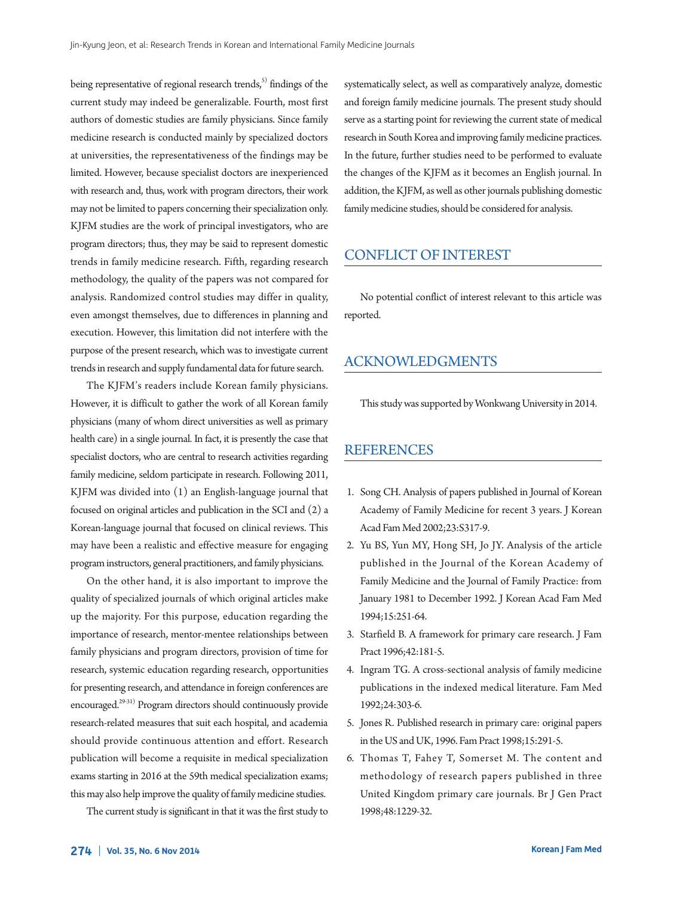being representative of regional research trends,[5] findings of the current study may indeed be generalizable. Fourth, most first authors of domestic studies are family physicians. Since family medicine research is conducted mainly by specialized doctors at universities, the representativeness of the findings may be limited. However, because specialist doctors are inexperienced with research and, thus, work with program directors, their work may not be limited to papers concerning their specialization only. KJFM studies are the work of principal investigators, who are program directors; thus, they may be said to represent domestic trends in family medicine research. Fifth, regarding research methodology, the quality of the papers was not compared for analysis. Randomized control studies may differ in quality, even amongst themselves, due to differences in planning and execution. However, this limitation did not interfere with the purpose of the present research, which was to investigate current trends in research and supply fundamental data for future search.

The KJFM's readers include Korean family physicians. However, it is difficult to gather the work of all Korean family physicians (many of whom direct universities as well as primary health care) in a single journal. In fact, it is presently the case that specialist doctors, who are central to research activities regarding family medicine, seldom participate in research. Following 2011, KJFM was divided into (1) an English-language journal that focused on original articles and publication in the SCI and (2) a Korean-language journal that focused on clinical reviews. This may have been a realistic and effective measure for engaging program instructors, general practitioners, and family physicians.

On the other hand, it is also important to improve the quality of specialized journals of which original articles make up the majority. For this purpose, education regarding the importance of research, mentor-mentee relationships between family physicians and program directors, provision of time for research, systemic education regarding research, opportunities for presenting research, and attendance in foreign conferences are encouraged.[29-31] Program directors should continuously provide research-related measures that suit each hospital, and academia should provide continuous attention and effort. Research publication will become a requisite in medical specialization exams starting in 2016 at the 59th medical specialization exams; this may also help improve the quality of family medicine studies.

The current study is significant in that it was the first study to systematically select, as well as comparatively analyze, domestic and foreign family medicine journals. The present study should serve as a starting point for reviewing the current state of medical research in South Korea and improving family medicine practices. In the future, further studies need to be performed to evaluate the changes of the KJFM as it becomes an English journal. In addition, the KJFM, as well as other journals publishing domestic family medicine studies, should be considered for analysis.

## CONFLICT OF INTEREST

No potential conflict of interest relevant to this article was reported.

## ACKNOWLEDGMENTS

This study was supported by Wonkwang University in 2014.

## REFERENCES

1. Song CH. Analysis of papers published in Journal of Korean Academy of Family Medicine for recent 3 years. J Korean Acad Fam Med 2002;23:S317-9.
2. Yu BS, Yun MY, Hong SH, Jo JY. Analysis of the article published in the Journal of the Korean Academy of Family Medicine and the Journal of Family Practice: from January 1981 to December 1992. J Korean Acad Fam Med 1994;15:251-64.
3. Starfield B. A framework for primary care research. J Fam Pract 1996;42:181-5.
4. Ingram TG. A cross-sectional analysis of family medicine publications in the indexed medical literature. Fam Med 1992;24:303-6.
5. Jones R. Published research in primary care: original papers in the US and UK, 1996. Fam Pract 1998;15:291-5.
6. Thomas T, Fahey T, Somerset M. The content and methodology of research papers published in three United Kingdom primary care journals. Br J Gen Pract 1998;48:1229-32.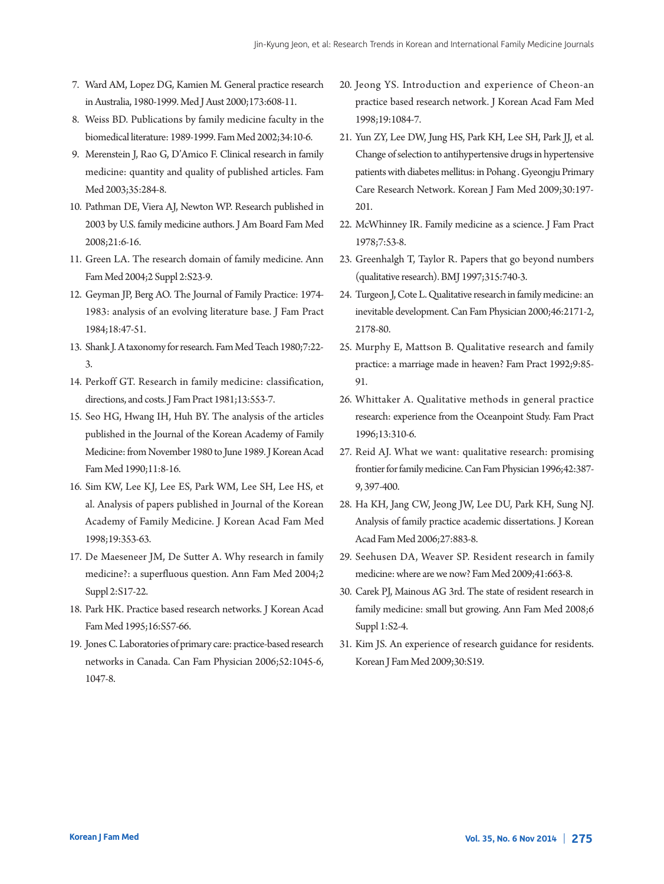7. Ward AM, Lopez DG, Kamien M. General practice research in Australia, 1980-1999. Med J Aust 2000;173:608-11.
8. Weiss BD. Publications by family medicine faculty in the biomedical literature: 1989-1999. Fam Med 2002;34:10-6.
9. Merenstein J, Rao G, D'Amico F. Clinical research in family medicine: quantity and quality of published articles. Fam Med 2003;35:284-8.
10. Pathman DE, Viera AJ, Newton WP. Research published in 2003 by U.S. family medicine authors. J Am Board Fam Med 2008;21:6-16.
11. Green LA. The research domain of family medicine. Ann Fam Med 2004;2 Suppl 2:S23-9.
12. Geyman JP, Berg AO. The Journal of Family Practice: 1974-1983: analysis of an evolving literature base. J Fam Pract 1984;18:47-51.
13. Shank J. A taxonomy for research. Fam Med Teach 1980;7:22-3.
14. Perkoff GT. Research in family medicine: classification, directions, and costs. J Fam Pract 1981;13:553-7.
15. Seo HG, Hwang IH, Huh BY. The analysis of the articles published in the Journal of the Korean Academy of Family Medicine: from November 1980 to June 1989. J Korean Acad Fam Med 1990;11:8-16.
16. Sim KW, Lee KJ, Lee ES, Park WM, Lee SH, Lee HS, et al. Analysis of papers published in Journal of the Korean Academy of Family Medicine. J Korean Acad Fam Med 1998;19:353-63.
17. De Maeseneer JM, De Sutter A. Why research in family medicine?: a superfluous question. Ann Fam Med 2004;2 Suppl 2:S17-22.
18. Park HK. Practice based research networks. J Korean Acad Fam Med 1995;16:S57-66.
19. Jones C. Laboratories of primary care: practice-based research networks in Canada. Can Fam Physician 2006;52:1045-6, 1047-8.
20. Jeong YS. Introduction and experience of Cheon-an practice based research network. J Korean Acad Fam Med 1998;19:1084-7.
21. Yun ZY, Lee DW, Jung HS, Park KH, Lee SH, Park JJ, et al. Change of selection to antihypertensive drugs in hypertensive patients with diabetes mellitus: in Pohang . Gyeongju Primary Care Research Network. Korean J Fam Med 2009;30:197-201.
22. McWhinney IR. Family medicine as a science. J Fam Pract 1978;7:53-8.
23. Greenhalgh T, Taylor R. Papers that go beyond numbers (qualitative research). BMJ 1997;315:740-3.
24. Turgeon J, Cote L. Qualitative research in family medicine: an inevitable development. Can Fam Physician 2000;46:2171-2, 2178-80.
25. Murphy E, Mattson B. Qualitative research and family practice: a marriage made in heaven? Fam Pract 1992;9:85-91.
26. Whittaker A. Qualitative methods in general practice research: experience from the Oceanpoint Study. Fam Pract 1996;13:310-6.
27. Reid AJ. What we want: qualitative research: promising frontier for family medicine. Can Fam Physician 1996;42:387-9, 397-400.
28. Ha KH, Jang CW, Jeong JW, Lee DU, Park KH, Sung NJ. Analysis of family practice academic dissertations. J Korean Acad Fam Med 2006;27:883-8.
29. Seehusen DA, Weaver SP. Resident research in family medicine: where are we now? Fam Med 2009;41:663-8.
30. Carek PJ, Mainous AG 3rd. The state of resident research in family medicine: small but growing. Ann Fam Med 2008;6 Suppl 1:S2-4.
31. Kim JS. An experience of research guidance for residents. Korean J Fam Med 2009;30:S19.